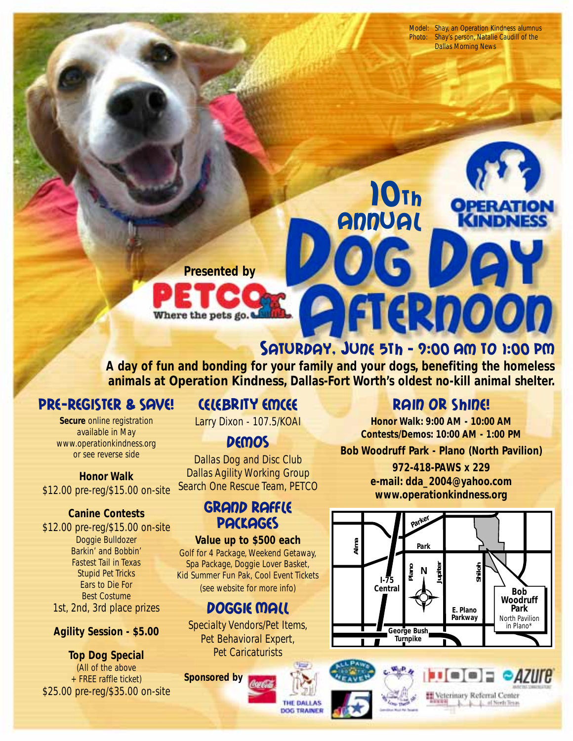Model: Shay, an Operation Kindness alumnus
Photo: Shay's person, Natalie Caudill of the Dallas Morning News

# 10th Annual Dog Day Afternoon

**Operation Kindness**

**Presented by** PETCO – Where the pets go.

## Saturday, June 5th - 9:00 AM to 1:00 PM

**A day of fun and bonding for your family and your dogs, benefiting the homeless animals at Operation Kindness, Dallas-Fort Worth's oldest no-kill animal shelter.**

## Pre-Register & Save!

**Secure** online registration available in May
www.operationkindness.org
or see reverse side

**Honor Walk**
$12.00 pre-reg/$15.00 on-site

**Canine Contests**
$12.00 pre-reg/$15.00 on-site
- Doggie Bulldozer
- Barkin' and Bobbin'
- Fastest Tail in Texas
- Stupid Pet Tricks
- Ears to Die For
- Best Costume

1st, 2nd, 3rd place prizes

**Agility Session - $5.00**

**Top Dog Special**
(All of the above + FREE raffle ticket)
$25.00 pre-reg/$35.00 on-site

## Celebrity Emcee

Larry Dixon - 107.5/KOAI

## Demos

Dallas Dog and Disc Club
Dallas Agility Working Group
Search One Rescue Team, PETCO

## Grand Raffle Packages

**Value up to $500 each**
Golf for 4 Package, Weekend Getaway, Spa Package, Doggie Lover Basket, Kid Summer Fun Pak, Cool Event Tickets
(see website for more info)

## Doggie Mall

Specialty Vendors/Pet Items, Pet Behavioral Expert, Pet Caricaturists

## Rain or Shine!

**Honor Walk: 9:00 AM - 10:00 AM**
**Contests/Demos: 10:00 AM - 1:00 PM**

**Bob Woodruff Park - Plano (North Pavilion)**

**972-418-PAWS x 229**
**e-mail: dda_2004@yahoo.com**
**www.operationkindness.org**

Map: Parker, Park, Alma, I-75 Central, Plano, Jupiter, Shiloh, E. Plano Parkway, George Bush Turnpike, Bob Woodruff Park – North Pavilion in Plano*

**Sponsored by** Coca-Cola, The Dallas Dog Trainer, All Paws Heaven, NBC 5, Azure, Veterinary Referral Center of North Texas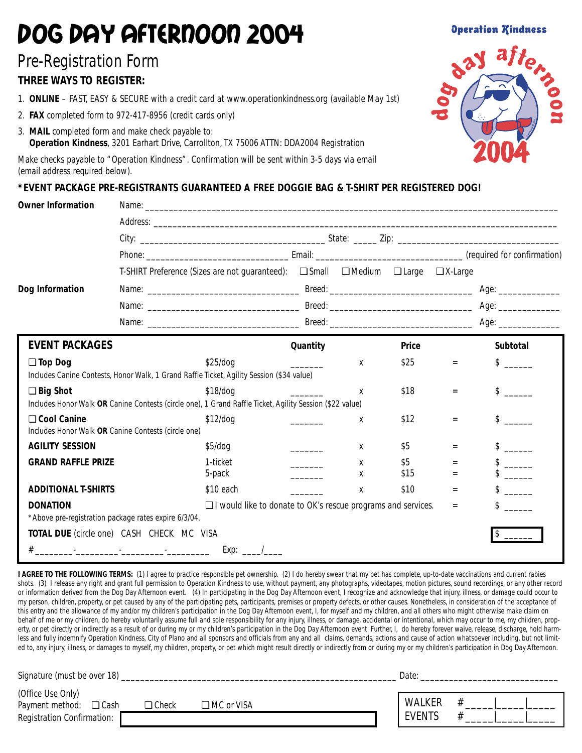# DOG DAY AFTERNOON 2004

Operation Kindness

## Pre-Registration Form

**THREE WAYS TO REGISTER:**

1. **ONLINE** – FAST, EASY & SECURE with a credit card at www.operationkindness.org (available May 1st)
2. **FAX** completed form to 972-417-8956 (credit cards only)
3. **MAIL** completed form and make check payable to:
   **Operation Kindness**, 3201 Earhart Drive, Carrollton, TX 75006 ATTN: DDA2004 Registration

Make checks payable to "Operation Kindness". Confirmation will be sent within 3-5 days via email (email address required below).

**\*EVENT PACKAGE PRE-REGISTRANTS GUARANTEED A FREE DOGGIE BAG & T-SHIRT PER REGISTERED DOG!**

**Owner Information**

Name: ______________________________

Address: ______________________________

City: ____________________ State: _____ Zip: ____________________

Phone: ____________________ Email: ____________________ (required for confirmation)

T-SHIRT Preference (Sizes are not guaranteed): ❑ Small ❑ Medium ❑ Large ❑ X-Large

**Dog Information**

Name: ____________________ Breed: ____________________ Age: __________

Name: ____________________ Breed: ____________________ Age: __________

Name: ____________________ Breed: ____________________ Age: __________

| EVENT PACKAGES | | Quantity | | Price | | Subtotal |
|---|---|---|---|---|---|---|
| ❑ **Top Dog** — Includes Canine Contests, Honor Walk, 1 Grand Raffle Ticket, Agility Session ($34 value) | $25/dog | _______ | x | $25 | = | $ ______ |
| ❑ **Big Shot** — Includes Honor Walk **OR** Canine Contests (circle one), 1 Grand Raffle Ticket, Agility Session ($22 value) | $18/dog | _______ | x | $18 | = | $ ______ |
| ❑ **Cool Canine** — Includes Honor Walk **OR** Canine Contests (circle one) | $12/dog | _______ | x | $12 | = | $ ______ |
| **AGILITY SESSION** | $5/dog | _______ | x | $5 | = | $ ______ |
| **GRAND RAFFLE PRIZE** | 1-ticket | _______ | x | $5 | = | $ ______ |
| | 5-pack | _______ | x | $15 | = | $ ______ |
| **ADDITIONAL T-SHIRTS** | $10 each | _______ | x | $10 | = | $ ______ |
| **DONATION** | ❑ I would like to donate to OK's rescue programs and services. | | | | = | $ ______ |

\*Above pre-registration package rates expire 6/3/04.

**TOTAL DUE** (circle one) CASH CHECK MC VISA $ ______

# ________-_________-_________-_________ Exp: ____/____

**I AGREE TO THE FOLLOWING TERMS:** (1) I agree to practice responsible pet ownership. (2) I do hereby swear that my pet has complete, up-to-date vaccinations and current rabies shots. (3) I release any right and grant full permission to Operation Kindness to use, without payment, any photographs, videotapes, motion pictures, sound recordings, or any other record or information derived from the Dog Day Afternoon event. (4) In participating in the Dog Day Afternoon event, I recognize and acknowledge that injury, illness, or damage could occur to my person, children, property, or pet caused by any of the participating pets, participants, premises or property defects, or other causes. Nonetheless, in consideration of the acceptance of this entry and the allowance of my and/or my children's participation in the Dog Day Afternoon event, I, for myself and my children, and all others who might otherwise make claim on behalf of me or my children, do hereby voluntarily assume full and sole responsibility for any injury, illness, or damage, accidental or intentional, which may occur to me, my children, property, or pet directly or indirectly as a result of or during my or my children's participation in the Dog Day Afternoon event. Further, I, do hereby forever waive, release, discharge, hold harmless and fully indemnify Operation Kindness, City of Plano and all sponsors and officials from any and all claims, demands, actions and cause of action whatsoever including, but not limited to, any injury, illness, or damages to myself, my children, property, or pet which might result directly or indirectly from or during my or my children's participation in Dog Day Afternoon.

Signature (must be over 18) ______________________________ Date: ____________________

(Office Use Only)
Payment method: ❑ Cash ❑ Check ❑ MC or VISA
Registration Confirmation: ____________________

WALKER # _____|_____|_____
EVENTS # _____|_____|_____